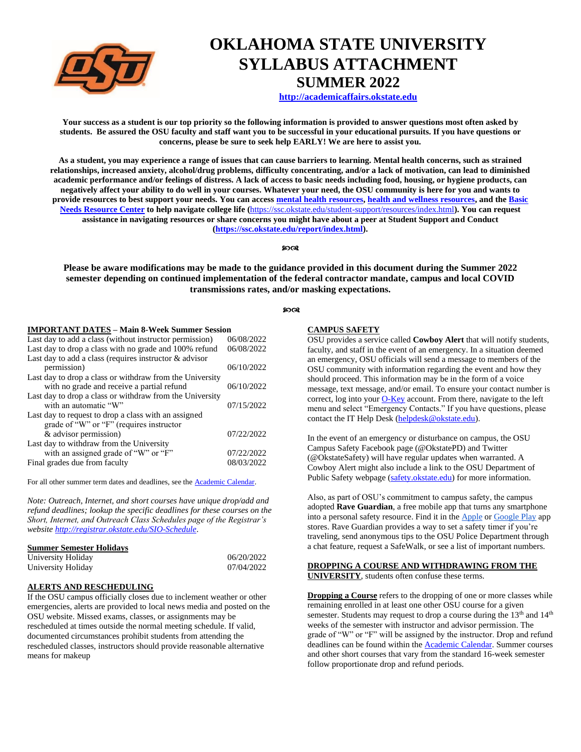# OKLAHOMA STATE UNIVERSITY SYLLABUS ATTACHMENT SUMMER 2022

**http://academicaffairs.okstate.edu**

**Your success as a student is our top priority so the following information is provided to answer questions most often asked by students. Be assured the OSU faculty and staff want you to be successful in your educational pursuits. If you have questions or concerns, please be sure to seek help EARLY! We are here to assist you.**

**As a student, you may experience a range of issues that can cause barriers to learning. Mental health concerns, such as strained relationships, increased anxiety, alcohol/drug problems, difficulty concentrating, and/or a lack of motivation, can lead to diminished academic performance and/or feelings of distress. A lack of access to basic needs including food, housing, or hygiene products, can negatively affect your ability to do well in your courses. Whatever your need, the OSU community is here for you and wants to provide resources to best support your needs. You can access mental health resources, health and wellness resources, and the Basic Needs Resource Center to help navigate college life (https://ssc.okstate.edu/student-support/resources/index.html). You can request assistance in navigating resources or share concerns you might have about a peer at Student Support and Conduct (https://ssc.okstate.edu/report/index.html).**

**Please be aware modifications may be made to the guidance provided in this document during the Summer 2022 semester depending on continued implementation of the federal contractor mandate, campus and local COVID transmissions rates, and/or masking expectations.**

## IMPORTANT DATES – Main 8-Week Summer Session

| Event | Date |
|---|---|
| Last day to add a class (without instructor permission) | 06/08/2022 |
| Last day to drop a class with no grade and 100% refund | 06/08/2022 |
| Last day to add a class (requires instructor & advisor permission) | 06/10/2022 |
| Last day to drop a class or withdraw from the University with no grade and receive a partial refund | 06/10/2022 |
| Last day to drop a class or withdraw from the University with an automatic "W" | 07/15/2022 |
| Last day to request to drop a class with an assigned grade of "W" or "F" (requires instructor & advisor permission) | 07/22/2022 |
| Last day to withdraw from the University with an assigned grade of "W" or "F" | 07/22/2022 |
| Final grades due from faculty | 08/03/2022 |

For all other summer term dates and deadlines, see the Academic Calendar.

*Note: Outreach, Internet, and short courses have unique drop/add and refund deadlines; lookup the specific deadlines for these courses on the Short, Internet, and Outreach Class Schedules page of the Registrar's website http://registrar.okstate.edu/SIO-Schedule.*

## Summer Semester Holidays

| Holiday | Date |
|---|---|
| University Holiday | 06/20/2022 |
| University Holiday | 07/04/2022 |

## ALERTS AND RESCHEDULING

If the OSU campus officially closes due to inclement weather or other emergencies, alerts are provided to local news media and posted on the OSU website. Missed exams, classes, or assignments may be rescheduled at times outside the normal meeting schedule. If valid, documented circumstances prohibit students from attending the rescheduled classes, instructors should provide reasonable alternative means for makeup

## CAMPUS SAFETY

OSU provides a service called **Cowboy Alert** that will notify students, faculty, and staff in the event of an emergency. In a situation deemed an emergency, OSU officials will send a message to members of the OSU community with information regarding the event and how they should proceed. This information may be in the form of a voice message, text message, and/or email. To ensure your contact number is correct, log into your O-Key account. From there, navigate to the left menu and select "Emergency Contacts." If you have questions, please contact the IT Help Desk (helpdesk@okstate.edu).

In the event of an emergency or disturbance on campus, the OSU Campus Safety Facebook page (@OkstatePD) and Twitter (@OkstateSafety) will have regular updates when warranted. A Cowboy Alert might also include a link to the OSU Department of Public Safety webpage (safety.okstate.edu) for more information.

Also, as part of OSU's commitment to campus safety, the campus adopted **Rave Guardian**, a free mobile app that turns any smartphone into a personal safety resource. Find it in the Apple or Google Play app stores. Rave Guardian provides a way to set a safety timer if you're traveling, send anonymous tips to the OSU Police Department through a chat feature, request a SafeWalk, or see a list of important numbers.

## DROPPING A COURSE AND WITHDRAWING FROM THE UNIVERSITY

**DROPPING A COURSE AND WITHDRAWING FROM THE UNIVERSITY**, students often confuse these terms.

**Dropping a Course** refers to the dropping of one or more classes while remaining enrolled in at least one other OSU course for a given semester. Students may request to drop a course during the 13th and 14th weeks of the semester with instructor and advisor permission. The grade of "W" or "F" will be assigned by the instructor. Drop and refund deadlines can be found within the Academic Calendar. Summer courses and other short courses that vary from the standard 16-week semester follow proportionate drop and refund periods.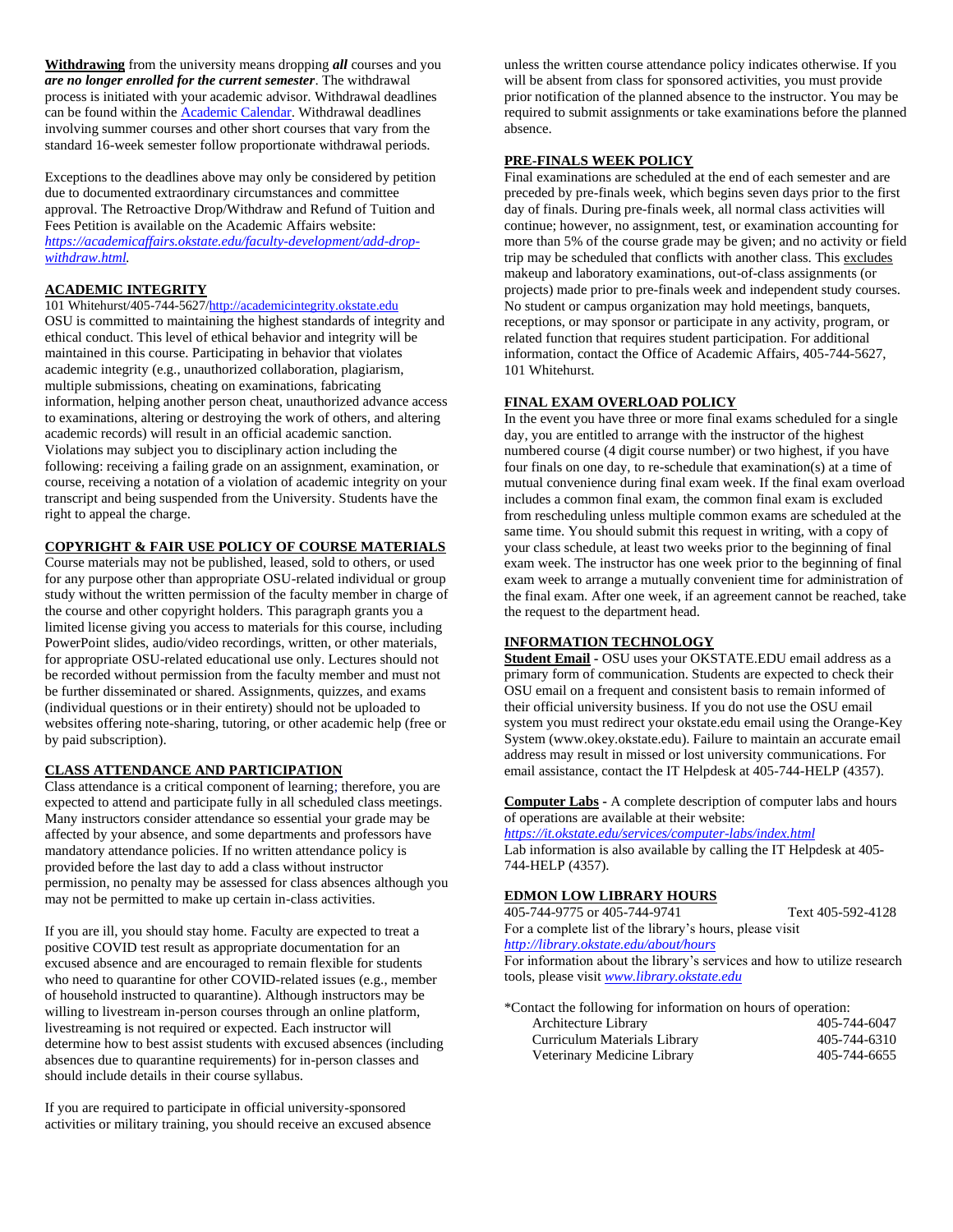**Withdrawing** from the university means dropping ***all*** courses and you ***are no longer enrolled for the current semester***. The withdrawal process is initiated with your academic advisor. Withdrawal deadlines can be found within the [Academic Calendar](). Withdrawal deadlines involving summer courses and other short courses that vary from the standard 16-week semester follow proportionate withdrawal periods.

Exceptions to the deadlines above may only be considered by petition due to documented extraordinary circumstances and committee approval. The Retroactive Drop/Withdraw and Refund of Tuition and Fees Petition is available on the Academic Affairs website: *https://academicaffairs.okstate.edu/faculty-development/add-drop-withdraw.html.*

## ACADEMIC INTEGRITY

101 Whitehurst/405-744-5627/http://academicintegrity.okstate.edu

OSU is committed to maintaining the highest standards of integrity and ethical conduct. This level of ethical behavior and integrity will be maintained in this course. Participating in behavior that violates academic integrity (e.g., unauthorized collaboration, plagiarism, multiple submissions, cheating on examinations, fabricating information, helping another person cheat, unauthorized advance access to examinations, altering or destroying the work of others, and altering academic records) will result in an official academic sanction. Violations may subject you to disciplinary action including the following: receiving a failing grade on an assignment, examination, or course, receiving a notation of a violation of academic integrity on your transcript and being suspended from the University. Students have the right to appeal the charge.

## COPYRIGHT & FAIR USE POLICY OF COURSE MATERIALS

Course materials may not be published, leased, sold to others, or used for any purpose other than appropriate OSU-related individual or group study without the written permission of the faculty member in charge of the course and other copyright holders. This paragraph grants you a limited license giving you access to materials for this course, including PowerPoint slides, audio/video recordings, written, or other materials, for appropriate OSU-related educational use only. Lectures should not be recorded without permission from the faculty member and must not be further disseminated or shared. Assignments, quizzes, and exams (individual questions or in their entirety) should not be uploaded to websites offering note-sharing, tutoring, or other academic help (free or by paid subscription).

## CLASS ATTENDANCE AND PARTICIPATION

Class attendance is a critical component of learning; therefore, you are expected to attend and participate fully in all scheduled class meetings. Many instructors consider attendance so essential your grade may be affected by your absence, and some departments and professors have mandatory attendance policies. If no written attendance policy is provided before the last day to add a class without instructor permission, no penalty may be assessed for class absences although you may not be permitted to make up certain in-class activities.

If you are ill, you should stay home. Faculty are expected to treat a positive COVID test result as appropriate documentation for an excused absence and are encouraged to remain flexible for students who need to quarantine for other COVID-related issues (e.g., member of household instructed to quarantine). Although instructors may be willing to livestream in-person courses through an online platform, livestreaming is not required or expected. Each instructor will determine how to best assist students with excused absences (including absences due to quarantine requirements) for in-person classes and should include details in their course syllabus.

If you are required to participate in official university-sponsored activities or military training, you should receive an excused absence unless the written course attendance policy indicates otherwise. If you will be absent from class for sponsored activities, you must provide prior notification of the planned absence to the instructor. You may be required to submit assignments or take examinations before the planned absence.

## PRE-FINALS WEEK POLICY

Final examinations are scheduled at the end of each semester and are preceded by pre-finals week, which begins seven days prior to the first day of finals. During pre-finals week, all normal class activities will continue; however, no assignment, test, or examination accounting for more than 5% of the course grade may be given; and no activity or field trip may be scheduled that conflicts with another class. This excludes makeup and laboratory examinations, out-of-class assignments (or projects) made prior to pre-finals week and independent study courses. No student or campus organization may hold meetings, banquets, receptions, or may sponsor or participate in any activity, program, or related function that requires student participation. For additional information, contact the Office of Academic Affairs, 405-744-5627, 101 Whitehurst.

## FINAL EXAM OVERLOAD POLICY

In the event you have three or more final exams scheduled for a single day, you are entitled to arrange with the instructor of the highest numbered course (4 digit course number) or two highest, if you have four finals on one day, to re-schedule that examination(s) at a time of mutual convenience during final exam week. If the final exam overload includes a common final exam, the common final exam is excluded from rescheduling unless multiple common exams are scheduled at the same time. You should submit this request in writing, with a copy of your class schedule, at least two weeks prior to the beginning of final exam week. The instructor has one week prior to the beginning of final exam week to arrange a mutually convenient time for administration of the final exam. After one week, if an agreement cannot be reached, take the request to the department head.

## INFORMATION TECHNOLOGY

**Student Email** - OSU uses your OKSTATE.EDU email address as a primary form of communication. Students are expected to check their OSU email on a frequent and consistent basis to remain informed of their official university business. If you do not use the OSU email system you must redirect your okstate.edu email using the Orange-Key System (www.okey.okstate.edu). Failure to maintain an accurate email address may result in missed or lost university communications. For email assistance, contact the IT Helpdesk at 405-744-HELP (4357).

**Computer Labs** - A complete description of computer labs and hours of operations are available at their website:
*https://it.okstate.edu/services/computer-labs/index.html*
Lab information is also available by calling the IT Helpdesk at 405-744-HELP (4357).

## EDMON LOW LIBRARY HOURS

405-744-9775 or 405-744-9741 Text 405-592-4128

For a complete list of the library's hours, please visit *http://library.okstate.edu/about/hours*

For information about the library's services and how to utilize research tools, please visit *www.library.okstate.edu*

*Contact the following for information on hours of operation:

| | |
|---|---|
| Architecture Library | 405-744-6047 |
| Curriculum Materials Library | 405-744-6310 |
| Veterinary Medicine Library | 405-744-6655 |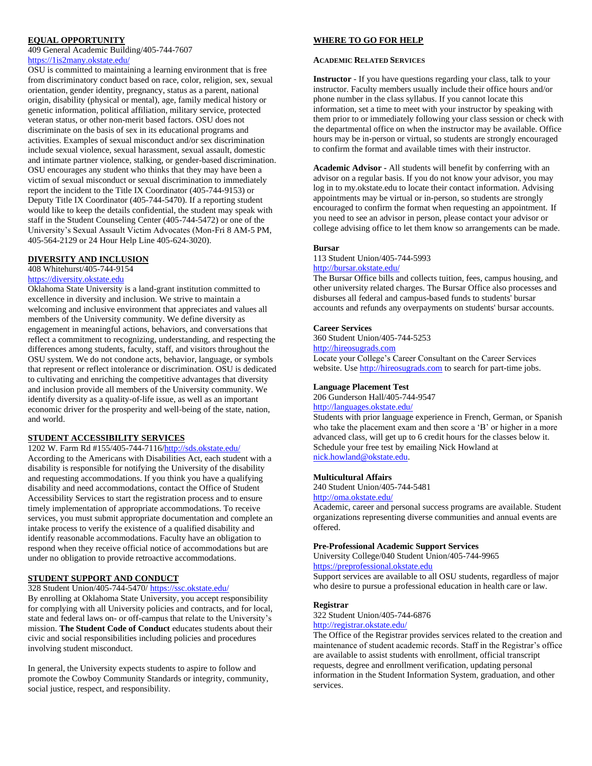## EQUAL OPPORTUNITY

409 General Academic Building/405-744-7607
https://1is2many.okstate.edu/

OSU is committed to maintaining a learning environment that is free from discriminatory conduct based on race, color, religion, sex, sexual orientation, gender identity, pregnancy, status as a parent, national origin, disability (physical or mental), age, family medical history or genetic information, political affiliation, military service, protected veteran status, or other non-merit based factors. OSU does not discriminate on the basis of sex in its educational programs and activities. Examples of sexual misconduct and/or sex discrimination include sexual violence, sexual harassment, sexual assault, domestic and intimate partner violence, stalking, or gender-based discrimination. OSU encourages any student who thinks that they may have been a victim of sexual misconduct or sexual discrimination to immediately report the incident to the Title IX Coordinator (405-744-9153) or Deputy Title IX Coordinator (405-744-5470). If a reporting student would like to keep the details confidential, the student may speak with staff in the Student Counseling Center (405-744-5472) or one of the University's Sexual Assault Victim Advocates (Mon-Fri 8 AM-5 PM, 405-564-2129 or 24 Hour Help Line 405-624-3020).

## DIVERSITY AND INCLUSION

408 Whitehurst/405-744-9154
https://diversity.okstate.edu

Oklahoma State University is a land-grant institution committed to excellence in diversity and inclusion. We strive to maintain a welcoming and inclusive environment that appreciates and values all members of the University community. We define diversity as engagement in meaningful actions, behaviors, and conversations that reflect a commitment to recognizing, understanding, and respecting the differences among students, faculty, staff, and visitors throughout the OSU system. We do not condone acts, behavior, language, or symbols that represent or reflect intolerance or discrimination. OSU is dedicated to cultivating and enriching the competitive advantages that diversity and inclusion provide all members of the University community. We identify diversity as a quality-of-life issue, as well as an important economic driver for the prosperity and well-being of the state, nation, and world.

## STUDENT ACCESSIBILITY SERVICES

1202 W. Farm Rd #155/405-744-7116/http://sds.okstate.edu/

According to the Americans with Disabilities Act, each student with a disability is responsible for notifying the University of the disability and requesting accommodations. If you think you have a qualifying disability and need accommodations, contact the Office of Student Accessibility Services to start the registration process and to ensure timely implementation of appropriate accommodations. To receive services, you must submit appropriate documentation and complete an intake process to verify the existence of a qualified disability and identify reasonable accommodations. Faculty have an obligation to respond when they receive official notice of accommodations but are under no obligation to provide retroactive accommodations.

## STUDENT SUPPORT AND CONDUCT

328 Student Union/405-744-5470/ https://ssc.okstate.edu/

By enrolling at Oklahoma State University, you accept responsibility for complying with all University policies and contracts, and for local, state and federal laws on- or off-campus that relate to the University's mission. **The Student Code of Conduct** educates students about their civic and social responsibilities including policies and procedures involving student misconduct.

In general, the University expects students to aspire to follow and promote the Cowboy Community Standards or integrity, community, social justice, respect, and responsibility.

## WHERE TO GO FOR HELP

### ACADEMIC RELATED SERVICES

**Instructor** - If you have questions regarding your class, talk to your instructor. Faculty members usually include their office hours and/or phone number in the class syllabus. If you cannot locate this information, set a time to meet with your instructor by speaking with them prior to or immediately following your class session or check with the departmental office on when the instructor may be available. Office hours may be in-person or virtual, so students are strongly encouraged to confirm the format and available times with their instructor.

**Academic Advisor -** All students will benefit by conferring with an advisor on a regular basis. If you do not know your advisor, you may log in to my.okstate.edu to locate their contact information. Advising appointments may be virtual or in-person, so students are strongly encouraged to confirm the format when requesting an appointment. If you need to see an advisor in person, please contact your advisor or college advising office to let them know so arrangements can be made.

**Bursar**

113 Student Union/405-744-5993
http://bursar.okstate.edu/

The Bursar Office bills and collects tuition, fees, campus housing, and other university related charges. The Bursar Office also processes and disburses all federal and campus-based funds to students' bursar accounts and refunds any overpayments on students' bursar accounts.

**Career Services**

360 Student Union/405-744-5253
http://hireosugrads.com

Locate your College's Career Consultant on the Career Services website. Use http://hireosugrads.com to search for part-time jobs.

**Language Placement Test**

206 Gunderson Hall/405-744-9547
http://languages.okstate.edu/

Students with prior language experience in French, German, or Spanish who take the placement exam and then score a 'B' or higher in a more advanced class, will get up to 6 credit hours for the classes below it. Schedule your free test by emailing Nick Howland at nick.howland@okstate.edu.

**Multicultural Affairs**

240 Student Union/405-744-5481
http://oma.okstate.edu/

Academic, career and personal success programs are available. Student organizations representing diverse communities and annual events are offered.

**Pre-Professional Academic Support Services**

University College/040 Student Union/405-744-9965
https://preprofessional.okstate.edu

Support services are available to all OSU students, regardless of major who desire to pursue a professional education in health care or law.

**Registrar**

322 Student Union/405-744-6876
http://registrar.okstate.edu/

The Office of the Registrar provides services related to the creation and maintenance of student academic records. Staff in the Registrar's office are available to assist students with enrollment, official transcript requests, degree and enrollment verification, updating personal information in the Student Information System, graduation, and other services.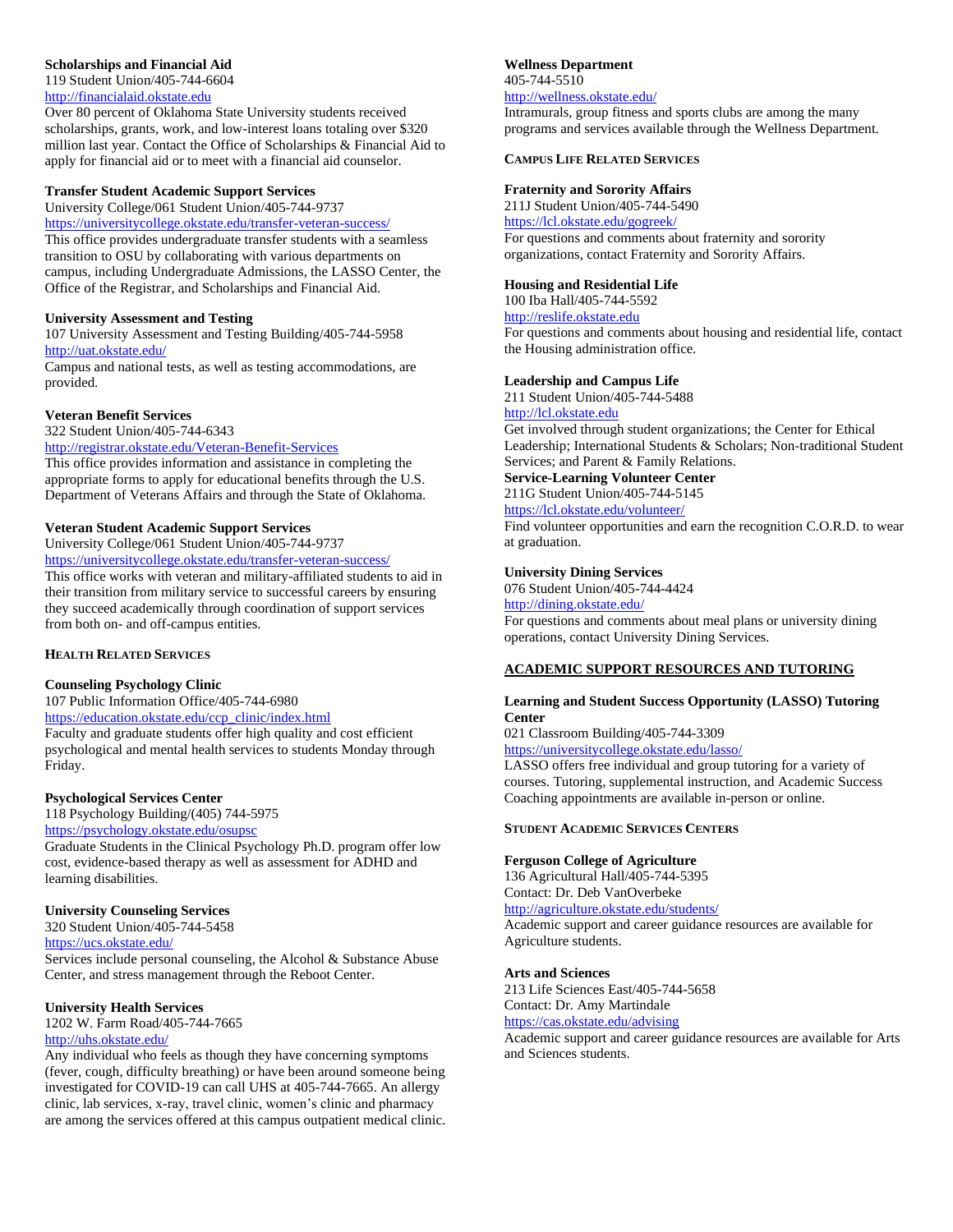**Scholarships and Financial Aid**
119 Student Union/405-744-6604
http://financialaid.okstate.edu
Over 80 percent of Oklahoma State University students received scholarships, grants, work, and low-interest loans totaling over $320 million last year. Contact the Office of Scholarships & Financial Aid to apply for financial aid or to meet with a financial aid counselor.

**Transfer Student Academic Support Services**
University College/061 Student Union/405-744-9737
https://universitycollege.okstate.edu/transfer-veteran-success/
This office provides undergraduate transfer students with a seamless transition to OSU by collaborating with various departments on campus, including Undergraduate Admissions, the LASSO Center, the Office of the Registrar, and Scholarships and Financial Aid.

**University Assessment and Testing**
107 University Assessment and Testing Building/405-744-5958
http://uat.okstate.edu/
Campus and national tests, as well as testing accommodations, are provided.

**Veteran Benefit Services**
322 Student Union/405-744-6343
http://registrar.okstate.edu/Veteran-Benefit-Services
This office provides information and assistance in completing the appropriate forms to apply for educational benefits through the U.S. Department of Veterans Affairs and through the State of Oklahoma.

**Veteran Student Academic Support Services**
University College/061 Student Union/405-744-9737
https://universitycollege.okstate.edu/transfer-veteran-success/
This office works with veteran and military-affiliated students to aid in their transition from military service to successful careers by ensuring they succeed academically through coordination of support services from both on- and off-campus entities.

### Health Related Services

**Counseling Psychology Clinic**
107 Public Information Office/405-744-6980
https://education.okstate.edu/ccp_clinic/index.html
Faculty and graduate students offer high quality and cost efficient psychological and mental health services to students Monday through Friday.

**Psychological Services Center**
118 Psychology Building/(405) 744-5975
https://psychology.okstate.edu/osupsc
Graduate Students in the Clinical Psychology Ph.D. program offer low cost, evidence-based therapy as well as assessment for ADHD and learning disabilities.

**University Counseling Services**
320 Student Union/405-744-5458
https://ucs.okstate.edu/
Services include personal counseling, the Alcohol & Substance Abuse Center, and stress management through the Reboot Center.

**University Health Services**
1202 W. Farm Road/405-744-7665
http://uhs.okstate.edu/
Any individual who feels as though they have concerning symptoms (fever, cough, difficulty breathing) or have been around someone being investigated for COVID-19 can call UHS at 405-744-7665. An allergy clinic, lab services, x-ray, travel clinic, women's clinic and pharmacy are among the services offered at this campus outpatient medical clinic.

**Wellness Department**
405-744-5510
http://wellness.okstate.edu/
Intramurals, group fitness and sports clubs are among the many programs and services available through the Wellness Department.

### Campus Life Related Services

**Fraternity and Sorority Affairs**
211J Student Union/405-744-5490
https://lcl.okstate.edu/gogreek/
For questions and comments about fraternity and sorority organizations, contact Fraternity and Sorority Affairs.

**Housing and Residential Life**
100 Iba Hall/405-744-5592
http://reslife.okstate.edu
For questions and comments about housing and residential life, contact the Housing administration office.

**Leadership and Campus Life**
211 Student Union/405-744-5488
http://lcl.okstate.edu
Get involved through student organizations; the Center for Ethical Leadership; International Students & Scholars; Non-traditional Student Services; and Parent & Family Relations.

**Service-Learning Volunteer Center**
211G Student Union/405-744-5145
https://lcl.okstate.edu/volunteer/
Find volunteer opportunities and earn the recognition C.O.R.D. to wear at graduation.

**University Dining Services**
076 Student Union/405-744-4424
http://dining.okstate.edu/
For questions and comments about meal plans or university dining operations, contact University Dining Services.

## ACADEMIC SUPPORT RESOURCES AND TUTORING

**Learning and Student Success Opportunity (LASSO) Tutoring Center**
021 Classroom Building/405-744-3309
https://universitycollege.okstate.edu/lasso/
LASSO offers free individual and group tutoring for a variety of courses. Tutoring, supplemental instruction, and Academic Success Coaching appointments are available in-person or online.

### Student Academic Services Centers

**Ferguson College of Agriculture**
136 Agricultural Hall/405-744-5395
Contact: Dr. Deb VanOverbeke
http://agriculture.okstate.edu/students/
Academic support and career guidance resources are available for Agriculture students.

**Arts and Sciences**
213 Life Sciences East/405-744-5658
Contact: Dr. Amy Martindale
https://cas.okstate.edu/advising
Academic support and career guidance resources are available for Arts and Sciences students.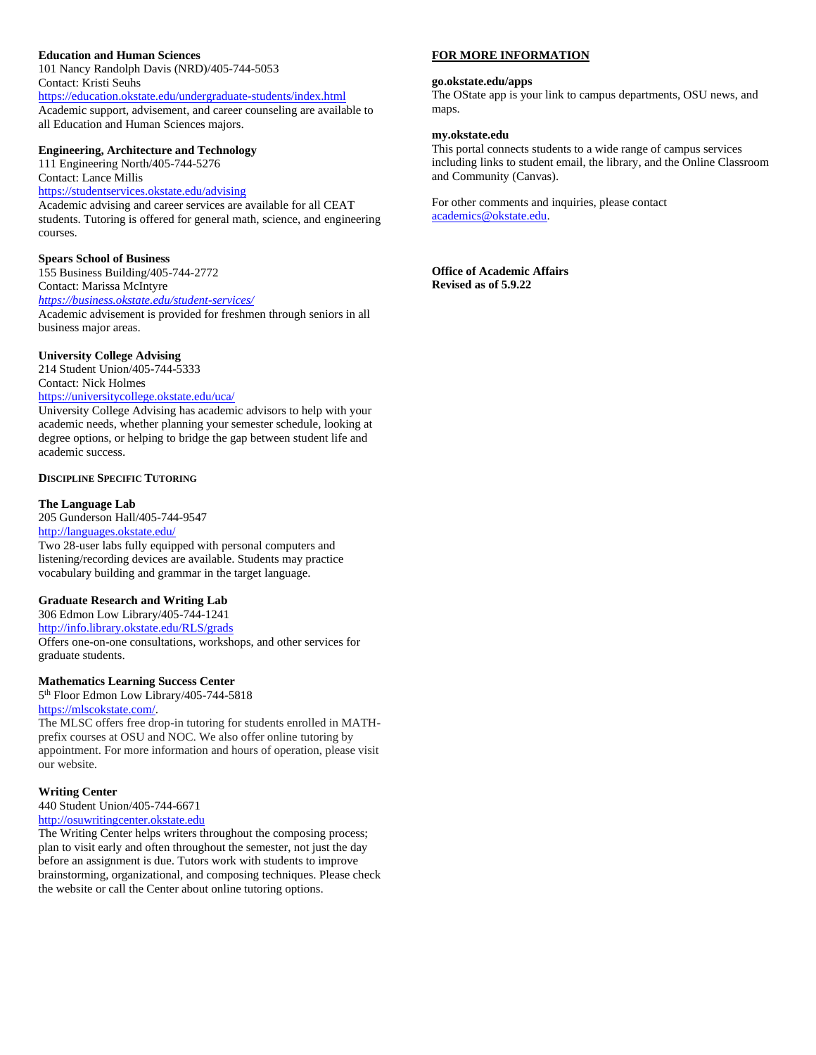**Education and Human Sciences**
101 Nancy Randolph Davis (NRD)/405-744-5053
Contact: Kristi Seuhs
https://education.okstate.edu/undergraduate-students/index.html
Academic support, advisement, and career counseling are available to all Education and Human Sciences majors.

**Engineering, Architecture and Technology**
111 Engineering North/405-744-5276
Contact: Lance Millis
https://studentservices.okstate.edu/advising
Academic advising and career services are available for all CEAT students. Tutoring is offered for general math, science, and engineering courses.

**Spears School of Business**
155 Business Building/405-744-2772
Contact: Marissa McIntyre
*https://business.okstate.edu/student-services/*
Academic advisement is provided for freshmen through seniors in all business major areas.

**University College Advising**
214 Student Union/405-744-5333
Contact: Nick Holmes
https://universitycollege.okstate.edu/uca/
University College Advising has academic advisors to help with your academic needs, whether planning your semester schedule, looking at degree options, or helping to bridge the gap between student life and academic success.

**DISCIPLINE SPECIFIC TUTORING**

**The Language Lab**
205 Gunderson Hall/405-744-9547
http://languages.okstate.edu/
Two 28-user labs fully equipped with personal computers and listening/recording devices are available. Students may practice vocabulary building and grammar in the target language.

**Graduate Research and Writing Lab**
306 Edmon Low Library/405-744-1241
http://info.library.okstate.edu/RLS/grads
Offers one-on-one consultations, workshops, and other services for graduate students.

**Mathematics Learning Success Center**
5th Floor Edmon Low Library/405-744-5818
https://mlscokstate.com/.
The MLSC offers free drop-in tutoring for students enrolled in MATH-prefix courses at OSU and NOC. We also offer online tutoring by appointment. For more information and hours of operation, please visit our website.

**Writing Center**
440 Student Union/405-744-6671
http://osuwritingcenter.okstate.edu
The Writing Center helps writers throughout the composing process; plan to visit early and often throughout the semester, not just the day before an assignment is due. Tutors work with students to improve brainstorming, organizational, and composing techniques. Please check the website or call the Center about online tutoring options.

**FOR MORE INFORMATION**

**go.okstate.edu/apps**
The OState app is your link to campus departments, OSU news, and maps.

**my.okstate.edu**
This portal connects students to a wide range of campus services including links to student email, the library, and the Online Classroom and Community (Canvas).

For other comments and inquiries, please contact academics@okstate.edu.

**Office of Academic Affairs**
**Revised as of 5.9.22**